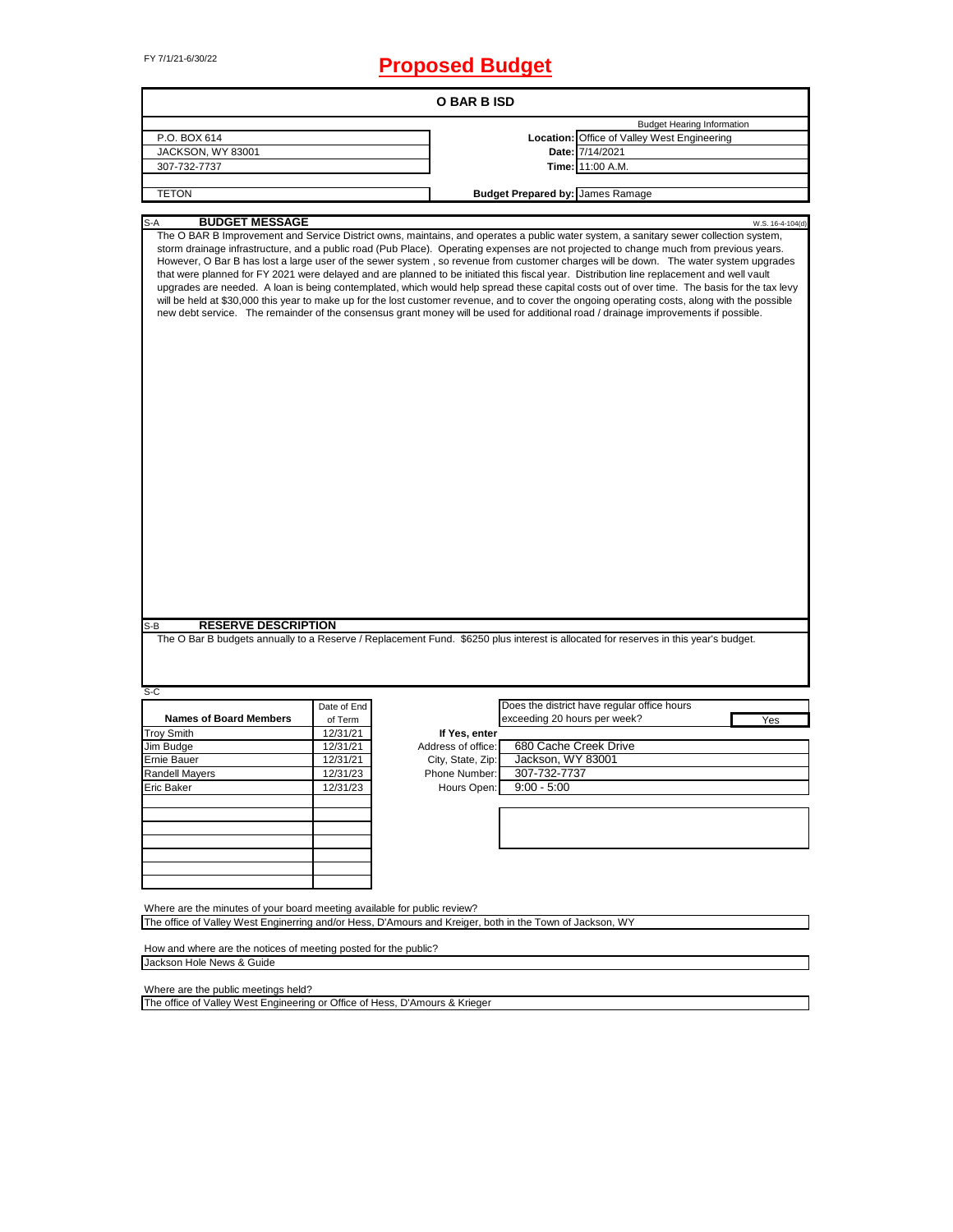FY 7/1/21-6/30/22

# Proposed Budget

## O BAR B ISD

| | | |
|---|---|---|
| | | Budget Hearing Information |
| P.O. BOX 614 | Location: | Office of Valley West Engineering |
| JACKSON, WY 83001 | Date: | 7/14/2021 |
| 307-732-7737 | Time: | 11:00 A.M. |
| TETON | Budget Prepared by: | James Ramage |

### S-A BUDGET MESSAGE

W.S. 16-4-104(d)

The O BAR B Improvement and Service District owns, maintains, and operates a public water system, a sanitary sewer collection system, storm drainage infrastructure, and a public road (Pub Place). Operating expenses are not projected to change much from previous years. However, O Bar B has lost a large user of the sewer system , so revenue from customer charges will be down. The water system upgrades that were planned for FY 2021 were delayed and are planned to be initiated this fiscal year. Distribution line replacement and well vault upgrades are needed. A loan is being contemplated, which would help spread these capital costs out of over time. The basis for the tax levy will be held at $30,000 this year to make up for the lost customer revenue, and to cover the ongoing operating costs, along with the possible new debt service. The remainder of the consensus grant money will be used for additional road / drainage improvements if possible.

### S-B RESERVE DESCRIPTION

The O Bar B budgets annually to a Reserve / Replacement Fund. $6250 plus interest is allocated for reserves in this year's budget.

### S-C

| Names of Board Members | Date of End of Term |
|---|---|
| Troy Smith | 12/31/21 |
| Jim Budge | 12/31/21 |
| Ernie Bauer | 12/31/21 |
| Randell Mayers | 12/31/23 |
| Eric Baker | 12/31/23 |

Does the district have regular office hours exceeding 20 hours per week? Yes

If Yes, enter

| | |
|---|---|
| Address of office: | 680 Cache Creek Drive |
| City, State, Zip: | Jackson, WY 83001 |
| Phone Number: | 307-732-7737 |
| Hours Open: | 9:00 - 5:00 |

Where are the minutes of your board meeting available for public review?

The office of Valley West Enginerring and/or Hess, D'Amours and Kreiger, both in the Town of Jackson, WY

How and where are the notices of meeting posted for the public?

Jackson Hole News & Guide

Where are the public meetings held?

The office of Valley West Engineering or Office of Hess, D'Amours & Krieger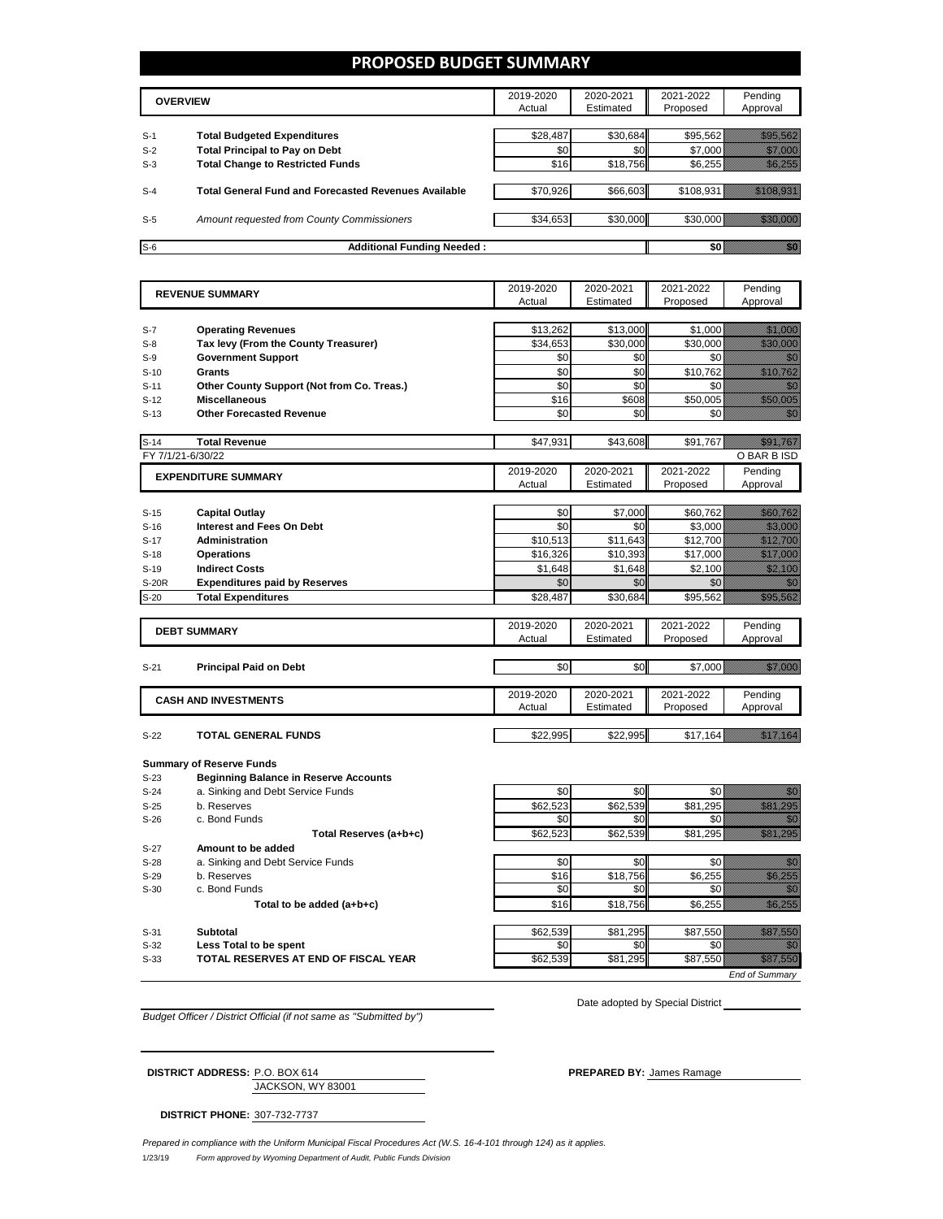# PROPOSED BUDGET SUMMARY

| | OVERVIEW | 2019-2020 Actual | 2020-2021 Estimated | 2021-2022 Proposed | Pending Approval |
|---|---|---|---|---|---|
| S-1 | **Total Budgeted Expenditures** | $28,487 | $30,684 | $95,562 | $95,562 |
| S-2 | **Total Principal to Pay on Debt** | $0 | $0 | $7,000 | $7,000 |
| S-3 | **Total Change to Restricted Funds** | $16 | $18,756 | $6,255 | $6,255 |
| S-4 | **Total General Fund and Forecasted Revenues Available** | $70,926 | $66,603 | $108,931 | $108,931 |
| S-5 | *Amount requested from County Commissioners* | $34,653 | $30,000 | $30,000 | $30,000 |
| S-6 | **Additional Funding Needed :** | | | $0 | $0 |

| | REVENUE SUMMARY | 2019-2020 Actual | 2020-2021 Estimated | 2021-2022 Proposed | Pending Approval |
|---|---|---|---|---|---|
| S-7 | **Operating Revenues** | $13,262 | $13,000 | $1,000 | $1,000 |
| S-8 | **Tax levy (From the County Treasurer)** | $34,653 | $30,000 | $30,000 | $30,000 |
| S-9 | **Government Support** | $0 | $0 | $0 | $0 |
| S-10 | **Grants** | $0 | $0 | $10,762 | $10,762 |
| S-11 | **Other County Support (Not from Co. Treas.)** | $0 | $0 | $0 | $0 |
| S-12 | **Miscellaneous** | $16 | $608 | $50,005 | $50,005 |
| S-13 | **Other Forecasted Revenue** | $0 | $0 | $0 | $0 |
| S-14 | **Total Revenue** | $47,931 | $43,608 | $91,767 | $91,767 |

FY 7/1/21-6/30/22 O BAR B ISD

| | EXPENDITURE SUMMARY | 2019-2020 Actual | 2020-2021 Estimated | 2021-2022 Proposed | Pending Approval |
|---|---|---|---|---|---|
| S-15 | **Capital Outlay** | $0 | $7,000 | $60,762 | $60,762 |
| S-16 | **Interest and Fees On Debt** | $0 | $0 | $3,000 | $3,000 |
| S-17 | **Administration** | $10,513 | $11,643 | $12,700 | $12,700 |
| S-18 | **Operations** | $16,326 | $10,393 | $17,000 | $17,000 |
| S-19 | **Indirect Costs** | $1,648 | $1,648 | $2,100 | $2,100 |
| S-20R | **Expenditures paid by Reserves** | $0 | $0 | $0 | $0 |
| S-20 | **Total Expenditures** | $28,487 | $30,684 | $95,562 | $95,562 |

| | DEBT SUMMARY | 2019-2020 Actual | 2020-2021 Estimated | 2021-2022 Proposed | Pending Approval |
|---|---|---|---|---|---|
| S-21 | **Principal Paid on Debt** | $0 | $0 | $7,000 | $7,000 |

| | CASH AND INVESTMENTS | 2019-2020 Actual | 2020-2021 Estimated | 2021-2022 Proposed | Pending Approval |
|---|---|---|---|---|---|
| S-22 | **TOTAL GENERAL FUNDS** | $22,995 | $22,995 | $17,164 | $17,164 |

**Summary of Reserve Funds**

| | | 2019-2020 Actual | 2020-2021 Estimated | 2021-2022 Proposed | Pending Approval |
|---|---|---|---|---|---|
| S-23 | **Beginning Balance in Reserve Accounts** | | | | |
| S-24 | a. Sinking and Debt Service Funds | $0 | $0 | $0 | $0 |
| S-25 | b. Reserves | $62,523 | $62,539 | $81,295 | $81,295 |
| S-26 | c. Bond Funds | $0 | $0 | $0 | $0 |
| | **Total Reserves (a+b+c)** | $62,523 | $62,539 | $81,295 | $81,295 |
| S-27 | **Amount to be added** | | | | |
| S-28 | a. Sinking and Debt Service Funds | $0 | $0 | $0 | $0 |
| S-29 | b. Reserves | $16 | $18,756 | $6,255 | $6,255 |
| S-30 | c. Bond Funds | $0 | $0 | $0 | $0 |
| | **Total to be added (a+b+c)** | $16 | $18,756 | $6,255 | $6,255 |
| S-31 | **Subtotal** | $62,539 | $81,295 | $87,550 | $87,550 |
| S-32 | **Less Total to be spent** | $0 | $0 | $0 | $0 |
| S-33 | **TOTAL RESERVES AT END OF FISCAL YEAR** | $62,539 | $81,295 | $87,550 | $87,550 |

*End of Summary*

*Budget Officer / District Official (if not same as "Submitted by")*

Date adopted by Special District

**DISTRICT ADDRESS:** P.O. BOX 614
JACKSON, WY 83001

**PREPARED BY:** James Ramage

**DISTRICT PHONE:** 307-732-7737

*Prepared in compliance with the Uniform Municipal Fiscal Procedures Act (W.S. 16-4-101 through 124) as it applies.*

1/23/19 *Form approved by Wyoming Department of Audit, Public Funds Division*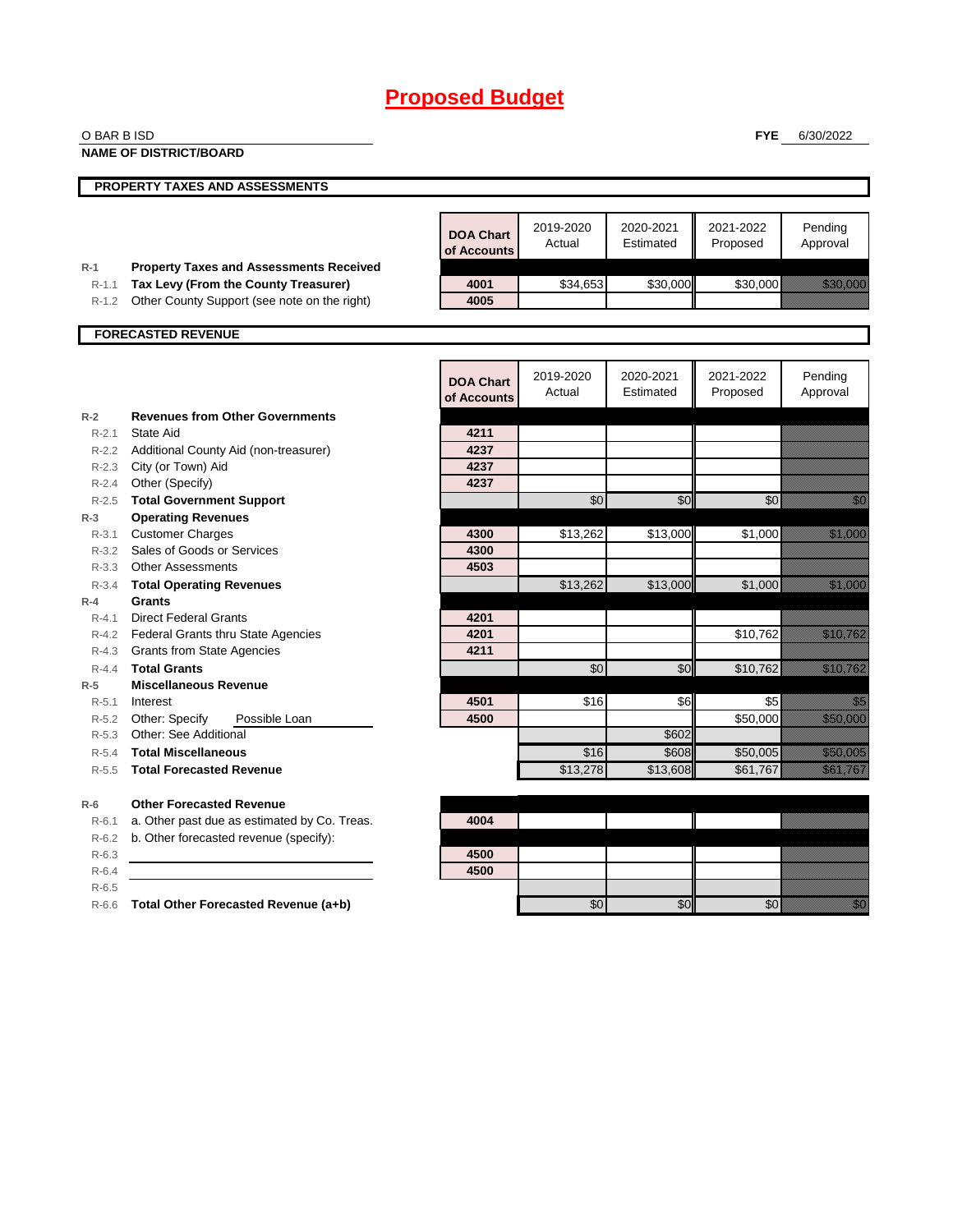# Proposed Budget

O BAR B ISD  **FYE** 6/30/2022

**NAME OF DISTRICT/BOARD**

## PROPERTY TAXES AND ASSESSMENTS

| | | DOA Chart of Accounts | 2019-2020 Actual | 2020-2021 Estimated | 2021-2022 Proposed | Pending Approval |
|---|---|---|---|---|---|---|
| R-1 | **Property Taxes and Assessments Received** | | | | | |
| R-1.1 | **Tax Levy (From the County Treasurer)** | 4001 | $34,653 | $30,000 | $30,000 | $30,000 |
| R-1.2 | Other County Support (see note on the right) | 4005 | | | | |

## FORECASTED REVENUE

| | | DOA Chart of Accounts | 2019-2020 Actual | 2020-2021 Estimated | 2021-2022 Proposed | Pending Approval |
|---|---|---|---|---|---|---|
| R-2 | **Revenues from Other Governments** | | | | | |
| R-2.1 | State Aid | 4211 | | | | |
| R-2.2 | Additional County Aid (non-treasurer) | 4237 | | | | |
| R-2.3 | City (or Town) Aid | 4237 | | | | |
| R-2.4 | Other (Specify) | 4237 | | | | |
| R-2.5 | **Total Government Support** | | $0 | $0 | $0 | $0 |
| R-3 | **Operating Revenues** | | | | | |
| R-3.1 | Customer Charges | 4300 | $13,262 | $13,000 | $1,000 | $1,000 |
| R-3.2 | Sales of Goods or Services | 4300 | | | | |
| R-3.3 | Other Assessments | 4503 | | | | |
| R-3.4 | **Total Operating Revenues** | | $13,262 | $13,000 | $1,000 | $1,000 |
| R-4 | **Grants** | | | | | |
| R-4.1 | Direct Federal Grants | 4201 | | | | |
| R-4.2 | Federal Grants thru State Agencies | 4201 | | | $10,762 | $10,762 |
| R-4.3 | Grants from State Agencies | 4211 | | | | |
| R-4.4 | **Total Grants** | | $0 | $0 | $10,762 | $10,762 |
| R-5 | **Miscellaneous Revenue** | | | | | |
| R-5.1 | Interest | 4501 | $16 | $6 | $5 | $5 |
| R-5.2 | Other: Specify Possible Loan | 4500 | | | $50,000 | $50,000 |
| R-5.3 | Other: See Additional | | | $602 | | |
| R-5.4 | **Total Miscellaneous** | | $16 | $608 | $50,005 | $50,005 |
| R-5.5 | **Total Forecasted Revenue** | | $13,278 | $13,608 | $61,767 | $61,767 |
| R-6 | **Other Forecasted Revenue** | | | | | |
| R-6.1 | a. Other past due as estimated by Co. Treas. | 4004 | | | | |
| R-6.2 | b. Other forecasted revenue (specify): | | | | | |
| R-6.3 | | 4500 | | | | |
| R-6.4 | | 4500 | | | | |
| R-6.5 | | | | | | |
| R-6.6 | **Total Other Forecasted Revenue (a+b)** | | $0 | $0 | $0 | $0 |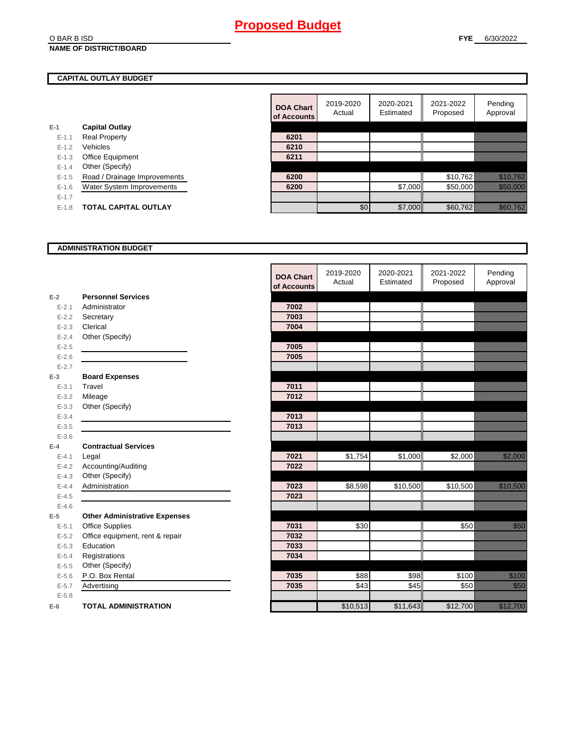# Proposed Budget

O BAR B ISD
**NAME OF DISTRICT/BOARD**

**FYE** 6/30/2022

## CAPITAL OUTLAY BUDGET

| | | DOA Chart of Accounts | 2019-2020 Actual | 2020-2021 Estimated | 2021-2022 Proposed | Pending Approval |
|---|---|---|---|---|---|---|
| E-1 | **Capital Outlay** | | | | | |
| E-1.1 | Real Property | 6201 | | | | |
| E-1.2 | Vehicles | 6210 | | | | |
| E-1.3 | Office Equipment | 6211 | | | | |
| E-1.4 | Other (Specify) | | | | | |
| E-1.5 | Road / Drainage Improvements | 6200 | | | $10,762 | $10,762 |
| E-1.6 | Water System Improvements | 6200 | | $7,000 | $50,000 | $50,000 |
| E-1.7 | | | | | | |
| E-1.8 | **TOTAL CAPITAL OUTLAY** | | $0 | $7,000 | $60,762 | $60,762 |

## ADMINISTRATION BUDGET

| | | DOA Chart of Accounts | 2019-2020 Actual | 2020-2021 Estimated | 2021-2022 Proposed | Pending Approval |
|---|---|---|---|---|---|---|
| E-2 | **Personnel Services** | | | | | |
| E-2.1 | Administrator | 7002 | | | | |
| E-2.2 | Secretary | 7003 | | | | |
| E-2.3 | Clerical | 7004 | | | | |
| E-2.4 | Other (Specify) | | | | | |
| E-2.5 | | 7005 | | | | |
| E-2.6 | | 7005 | | | | |
| E-2.7 | | | | | | |
| E-3 | **Board Expenses** | | | | | |
| E-3.1 | Travel | 7011 | | | | |
| E-3.2 | Mileage | 7012 | | | | |
| E-3.3 | Other (Specify) | | | | | |
| E-3.4 | | 7013 | | | | |
| E-3.5 | | 7013 | | | | |
| E-3.6 | | | | | | |
| E-4 | **Contractual Services** | | | | | |
| E-4.1 | Legal | 7021 | $1,754 | $1,000 | $2,000 | $2,000 |
| E-4.2 | Accounting/Auditing | 7022 | | | | |
| E-4.3 | Other (Specify) | | | | | |
| E-4.4 | Administration | 7023 | $8,598 | $10,500 | $10,500 | $10,500 |
| E-4.5 | | 7023 | | | | |
| E-4.6 | | | | | | |
| E-5 | **Other Administrative Expenses** | | | | | |
| E-5.1 | Office Supplies | 7031 | $30 | | $50 | $50 |
| E-5.2 | Office equipment, rent & repair | 7032 | | | | |
| E-5.3 | Education | 7033 | | | | |
| E-5.4 | Registrations | 7034 | | | | |
| E-5.5 | Other (Specify) | | | | | |
| E-5.6 | P.O. Box Rental | 7035 | $88 | $98 | $100 | $100 |
| E-5.7 | Advertising | 7035 | $43 | $45 | $50 | $50 |
| E-5.8 | | | | | | |
| E-6 | **TOTAL ADMINISTRATION** | | $10,513 | $11,643 | $12,700 | $12,700 |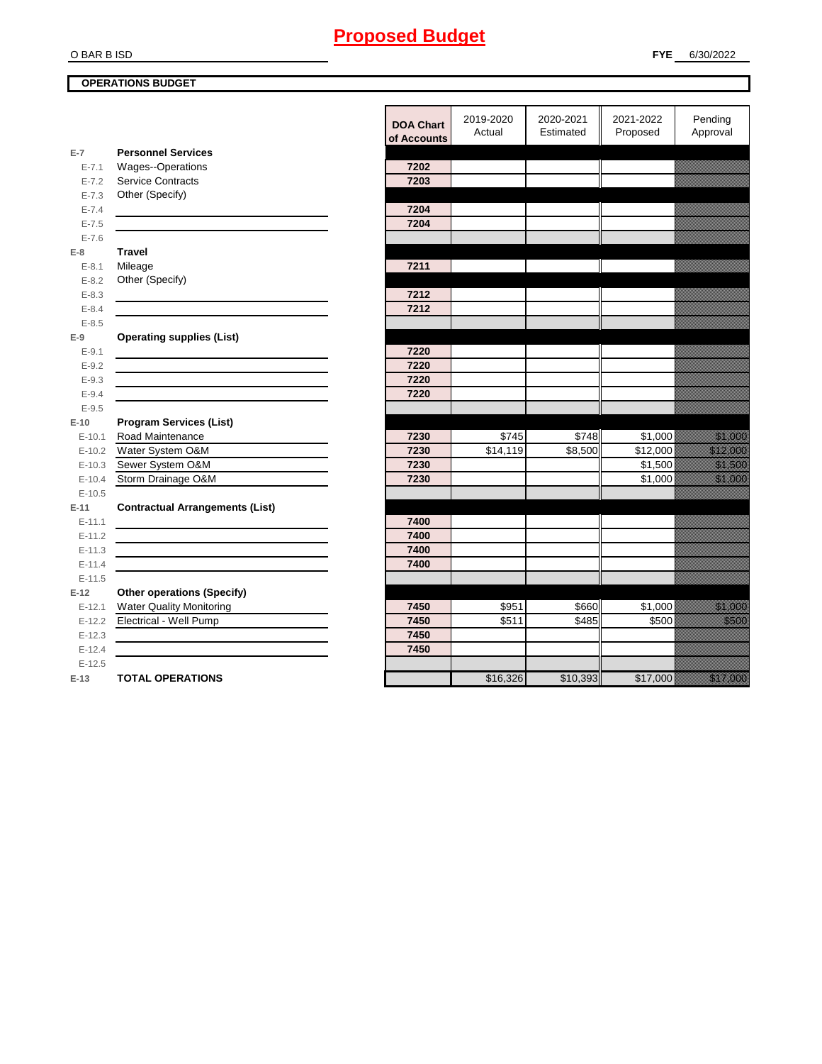# Proposed Budget

O BAR B ISD

**FYE** 6/30/2022

**OPERATIONS BUDGET**

| | | DOA Chart of Accounts | 2019-2020 Actual | 2020-2021 Estimated | 2021-2022 Proposed | Pending Approval |
|---|---|---|---|---|---|---|
| E-7 | **Personnel Services** | | | | | |
| E-7.1 | Wages--Operations | 7202 | | | | |
| E-7.2 | Service Contracts | 7203 | | | | |
| E-7.3 | Other (Specify) | | | | | |
| E-7.4 | | 7204 | | | | |
| E-7.5 | | 7204 | | | | |
| E-7.6 | | | | | | |
| E-8 | **Travel** | | | | | |
| E-8.1 | Mileage | 7211 | | | | |
| E-8.2 | Other (Specify) | | | | | |
| E-8.3 | | 7212 | | | | |
| E-8.4 | | 7212 | | | | |
| E-8.5 | | | | | | |
| E-9 | **Operating supplies (List)** | | | | | |
| E-9.1 | | 7220 | | | | |
| E-9.2 | | 7220 | | | | |
| E-9.3 | | 7220 | | | | |
| E-9.4 | | 7220 | | | | |
| E-9.5 | | | | | | |
| E-10 | **Program Services (List)** | | | | | |
| E-10.1 | Road Maintenance | 7230 | $745 | $748 | $1,000 | $1,000 |
| E-10.2 | Water System O&M | 7230 | $14,119 | $8,500 | $12,000 | $12,000 |
| E-10.3 | Sewer System O&M | 7230 | | | $1,500 | $1,500 |
| E-10.4 | Storm Drainage O&M | 7230 | | | $1,000 | $1,000 |
| E-10.5 | | | | | | |
| E-11 | **Contractual Arrangements (List)** | | | | | |
| E-11.1 | | 7400 | | | | |
| E-11.2 | | 7400 | | | | |
| E-11.3 | | 7400 | | | | |
| E-11.4 | | 7400 | | | | |
| E-11.5 | | | | | | |
| E-12 | **Other operations (Specify)** | | | | | |
| E-12.1 | Water Quality Monitoring | 7450 | $951 | $660 | $1,000 | $1,000 |
| E-12.2 | Electrical - Well Pump | 7450 | $511 | $485 | $500 | $500 |
| E-12.3 | | 7450 | | | | |
| E-12.4 | | 7450 | | | | |
| E-12.5 | | | | | | |
| E-13 | **TOTAL OPERATIONS** | | $16,326 | $10,393 | $17,000 | $17,000 |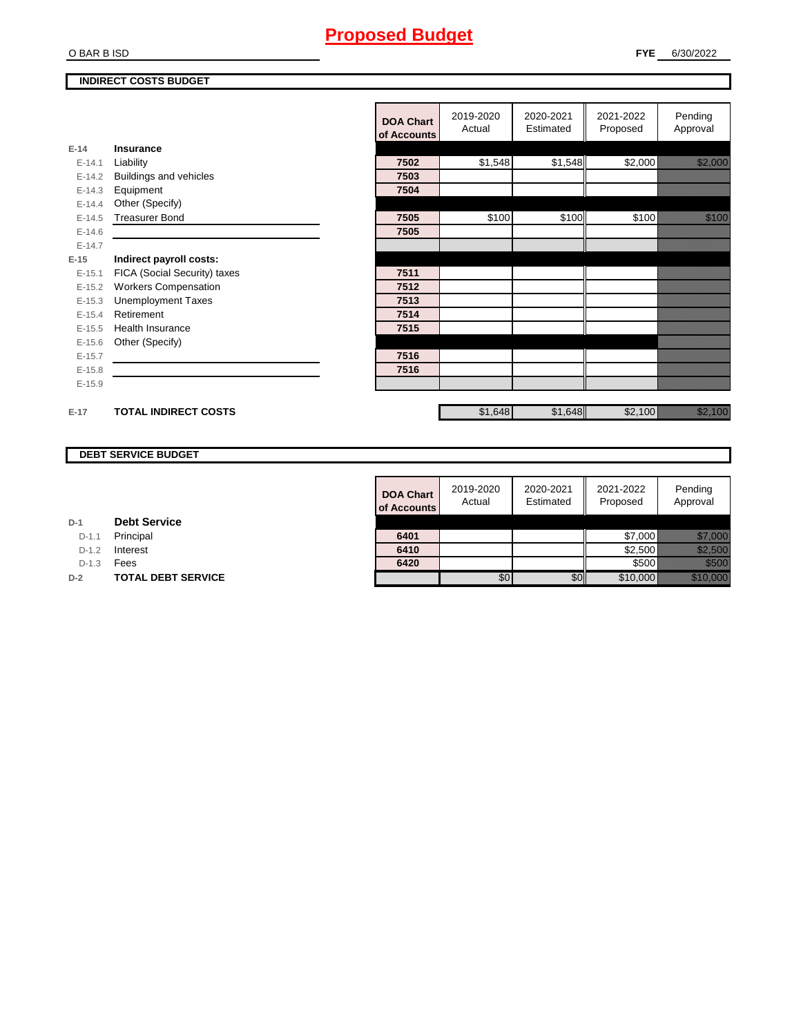# Proposed Budget

O BAR B ISD

**FYE** 6/30/2022

## INDIRECT COSTS BUDGET

| | | DOA Chart of Accounts | 2019-2020 Actual | 2020-2021 Estimated | 2021-2022 Proposed | Pending Approval |
|---|---|---|---|---|---|---|
| E-14 | **Insurance** | | | | | |
| E-14.1 | Liability | 7502 | $1,548 | $1,548 | $2,000 | $2,000 |
| E-14.2 | Buildings and vehicles | 7503 | | | | |
| E-14.3 | Equipment | 7504 | | | | |
| E-14.4 | Other (Specify) | | | | | |
| E-14.5 | Treasurer Bond | 7505 | $100 | $100 | $100 | $100 |
| E-14.6 | | 7505 | | | | |
| E-14.7 | | | | | | |
| E-15 | **Indirect payroll costs:** | | | | | |
| E-15.1 | FICA (Social Security) taxes | 7511 | | | | |
| E-15.2 | Workers Compensation | 7512 | | | | |
| E-15.3 | Unemployment Taxes | 7513 | | | | |
| E-15.4 | Retirement | 7514 | | | | |
| E-15.5 | Health Insurance | 7515 | | | | |
| E-15.6 | Other (Specify) | | | | | |
| E-15.7 | | 7516 | | | | |
| E-15.8 | | 7516 | | | | |
| E-15.9 | | | | | | |
| E-17 | **TOTAL INDIRECT COSTS** | | $1,648 | $1,648 | $2,100 | $2,100 |

## DEBT SERVICE BUDGET

| | | DOA Chart of Accounts | 2019-2020 Actual | 2020-2021 Estimated | 2021-2022 Proposed | Pending Approval |
|---|---|---|---|---|---|---|
| D-1 | **Debt Service** | | | | | |
| D-1.1 | Principal | 6401 | | | $7,000 | $7,000 |
| D-1.2 | Interest | 6410 | | | $2,500 | $2,500 |
| D-1.3 | Fees | 6420 | | | $500 | $500 |
| D-2 | **TOTAL DEBT SERVICE** | | $0 | $0 | $10,000 | $10,000 |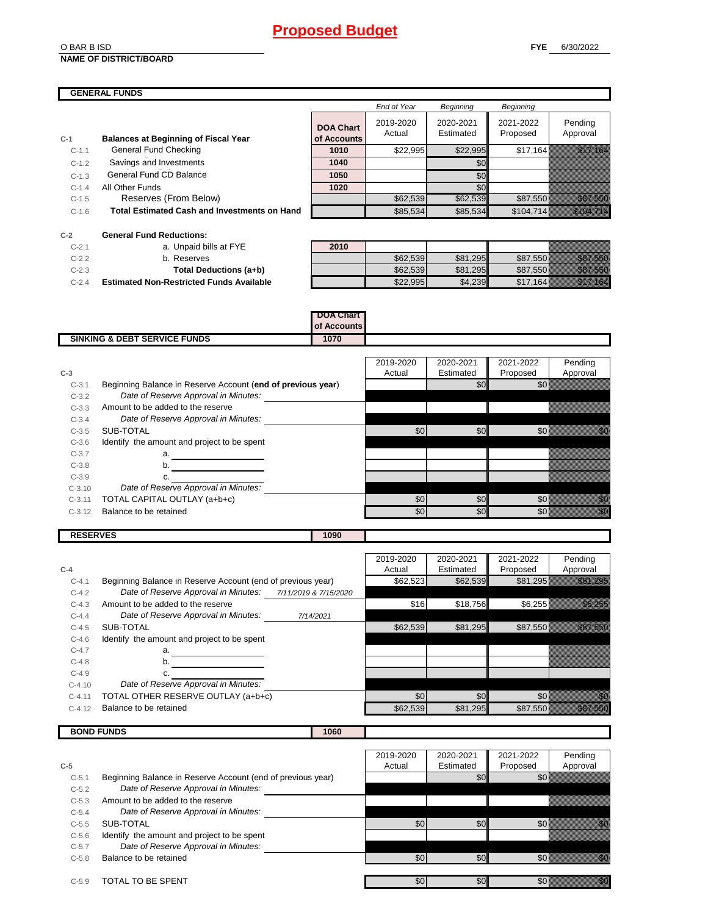# Proposed Budget

O BAR B ISD
**NAME OF DISTRICT/BOARD**

**FYE** 6/30/2022

## GENERAL FUNDS

| | | DOA Chart of Accounts | End of Year 2019-2020 Actual | Beginning 2020-2021 Estimated | Beginning 2021-2022 Proposed | Pending Approval |
|---|---|---|---|---|---|---|
| **C-1** | **Balances at Beginning of Fiscal Year** | | | | | |
| C-1.1 | General Fund Checking | 1010 | $22,995 | $22,995 | $17,164 | $17,164 |
| C-1.2 | Savings and Investments | 1040 | | $0 | | |
| C-1.3 | General Fund CD Balance | 1050 | | $0 | | |
| C-1.4 | All Other Funds | 1020 | | $0 | | |
| C-1.5 | Reserves (From Below) | | $62,539 | $62,539 | $87,550 | $87,550 |
| C-1.6 | **Total Estimated Cash and Investments on Hand** | | $85,534 | $85,534 | $104,714 | $104,714 |
| **C-2** | **General Fund Reductions:** | | | | | |
| C-2.1 | a. Unpaid bills at FYE | 2010 | | | | |
| C-2.2 | b. Reserves | | $62,539 | $81,295 | $87,550 | $87,550 |
| C-2.3 | **Total Deductions (a+b)** | | $62,539 | $81,295 | $87,550 | $87,550 |
| C-2.4 | **Estimated Non-Restricted Funds Available** | | $22,995 | $4,239 | $17,164 | $17,164 |

## SINKING & DEBT SERVICE FUNDS (DOA Chart of Accounts 1070)

| | | 2019-2020 Actual | 2020-2021 Estimated | 2021-2022 Proposed | Pending Approval |
|---|---|---|---|---|---|
| **C-3** | | | | | |
| C-3.1 | Beginning Balance in Reserve Account (**end of previous year**) | | $0 | $0 | |
| C-3.2 | *Date of Reserve Approval in Minutes:* | | | | |
| C-3.3 | Amount to be added to the reserve | | | | |
| C-3.4 | *Date of Reserve Approval in Minutes:* | | | | |
| C-3.5 | SUB-TOTAL | $0 | $0 | $0 | $0 |
| C-3.6 | Identify the amount and project to be spent | | | | |
| C-3.7 | a. | | | | |
| C-3.8 | b. | | | | |
| C-3.9 | c. | | | | |
| C-3.10 | *Date of Reserve Approval in Minutes:* | | | | |
| C-3.11 | TOTAL CAPITAL OUTLAY (a+b+c) | $0 | $0 | $0 | $0 |
| C-3.12 | Balance to be retained | $0 | $0 | $0 | $0 |

## RESERVES (1090)

| | | 2019-2020 Actual | 2020-2021 Estimated | 2021-2022 Proposed | Pending Approval |
|---|---|---|---|---|---|
| **C-4** | | | | | |
| C-4.1 | Beginning Balance in Reserve Account (end of previous year) | $62,523 | $62,539 | $81,295 | $81,295 |
| C-4.2 | *Date of Reserve Approval in Minutes:* *7/11/2019 & 7/15/2020* | | | | |
| C-4.3 | Amount to be added to the reserve | $16 | $18,756 | $6,255 | $6,255 |
| C-4.4 | *Date of Reserve Approval in Minutes:* *7/14/2021* | | | | |
| C-4.5 | SUB-TOTAL | $62,539 | $81,295 | $87,550 | $87,550 |
| C-4.6 | Identify the amount and project to be spent | | | | |
| C-4.7 | a. | | | | |
| C-4.8 | b. | | | | |
| C-4.9 | c. | | | | |
| C-4.10 | *Date of Reserve Approval in Minutes:* | | | | |
| C-4.11 | TOTAL OTHER RESERVE OUTLAY (a+b+c) | $0 | $0 | $0 | $0 |
| C-4.12 | Balance to be retained | $62,539 | $81,295 | $87,550 | $87,550 |

## BOND FUNDS (1060)

| | | 2019-2020 Actual | 2020-2021 Estimated | 2021-2022 Proposed | Pending Approval |
|---|---|---|---|---|---|
| **C-5** | | | | | |
| C-5.1 | Beginning Balance in Reserve Account (end of previous year) | | $0 | $0 | |
| C-5.2 | *Date of Reserve Approval in Minutes:* | | | | |
| C-5.3 | Amount to be added to the reserve | | | | |
| C-5.4 | *Date of Reserve Approval in Minutes:* | | | | |
| C-5.5 | SUB-TOTAL | $0 | $0 | $0 | $0 |
| C-5.6 | Identify the amount and project to be spent | | | | |
| C-5.7 | *Date of Reserve Approval in Minutes:* | | | | |
| C-5.8 | Balance to be retained | $0 | $0 | $0 | $0 |
| C-5.9 | TOTAL TO BE SPENT | $0 | $0 | $0 | $0 |